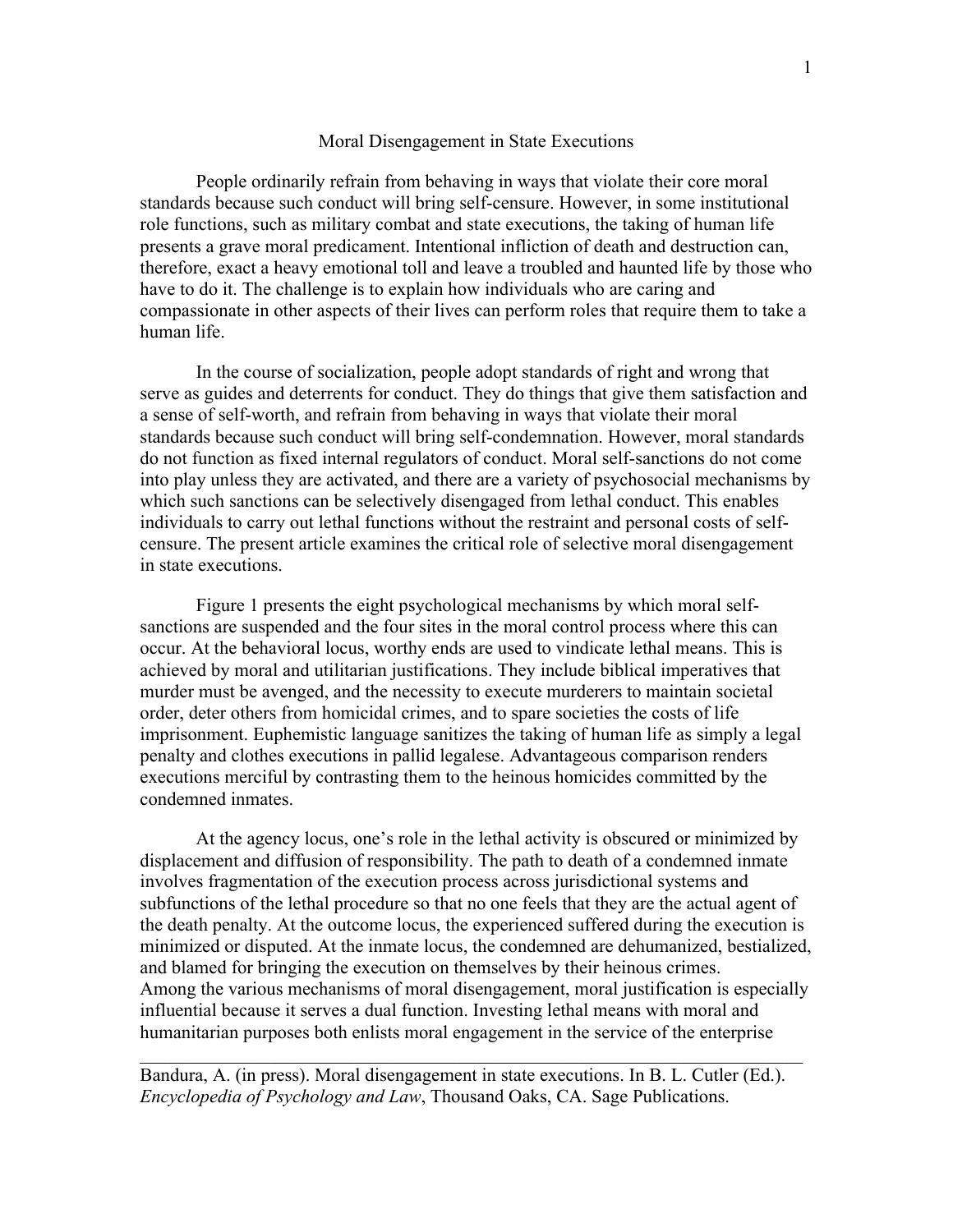# Moral Disengagement in State Executions

People ordinarily refrain from behaving in ways that violate their core moral standards because such conduct will bring self-censure. However, in some institutional role functions, such as military combat and state executions, the taking of human life presents a grave moral predicament. Intentional infliction of death and destruction can, therefore, exact a heavy emotional toll and leave a troubled and haunted life by those who have to do it. The challenge is to explain how individuals who are caring and compassionate in other aspects of their lives can perform roles that require them to take a human life.

In the course of socialization, people adopt standards of right and wrong that serve as guides and deterrents for conduct. They do things that give them satisfaction and a sense of self-worth, and refrain from behaving in ways that violate their moral standards because such conduct will bring self-condemnation. However, moral standards do not function as fixed internal regulators of conduct. Moral self-sanctions do not come into play unless they are activated, and there are a variety of psychosocial mechanisms by which such sanctions can be selectively disengaged from lethal conduct. This enables individuals to carry out lethal functions without the restraint and personal costs of self-censure. The present article examines the critical role of selective moral disengagement in state executions.

Figure 1 presents the eight psychological mechanisms by which moral self-sanctions are suspended and the four sites in the moral control process where this can occur. At the behavioral locus, worthy ends are used to vindicate lethal means. This is achieved by moral and utilitarian justifications. They include biblical imperatives that murder must be avenged, and the necessity to execute murderers to maintain societal order, deter others from homicidal crimes, and to spare societies the costs of life imprisonment. Euphemistic language sanitizes the taking of human life as simply a legal penalty and clothes executions in pallid legalese. Advantageous comparison renders executions merciful by contrasting them to the heinous homicides committed by the condemned inmates.

At the agency locus, one's role in the lethal activity is obscured or minimized by displacement and diffusion of responsibility. The path to death of a condemned inmate involves fragmentation of the execution process across jurisdictional systems and subfunctions of the lethal procedure so that no one feels that they are the actual agent of the death penalty. At the outcome locus, the experienced suffered during the execution is minimized or disputed. At the inmate locus, the condemned are dehumanized, bestialized, and blamed for bringing the execution on themselves by their heinous crimes.
Among the various mechanisms of moral disengagement, moral justification is especially influential because it serves a dual function. Investing lethal means with moral and humanitarian purposes both enlists moral engagement in the service of the enterprise

---

Bandura, A. (in press). Moral disengagement in state executions. In B. L. Cutler (Ed.). *Encyclopedia of Psychology and Law*, Thousand Oaks, CA. Sage Publications.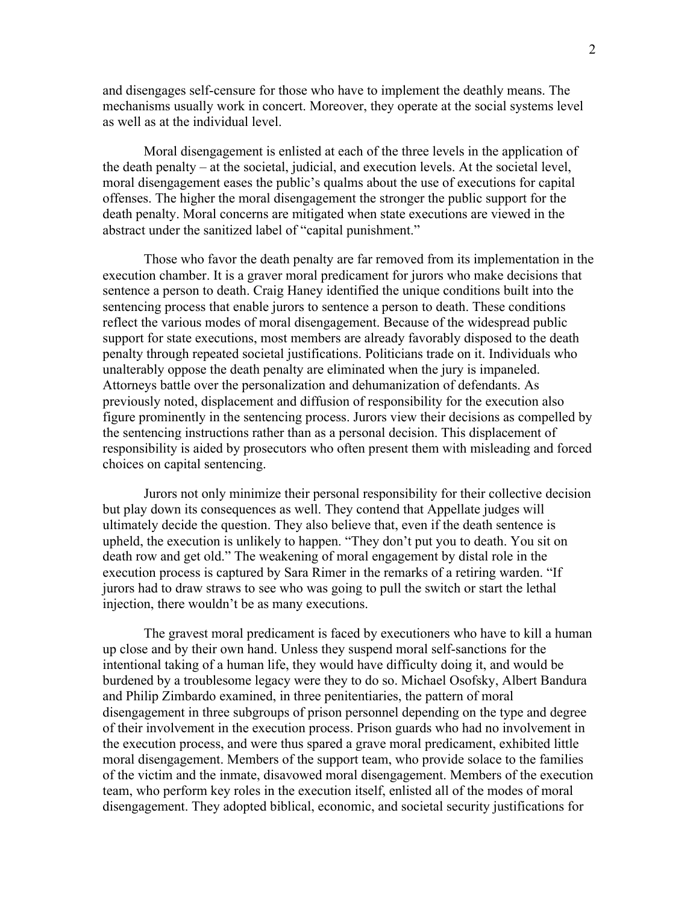and disengages self-censure for those who have to implement the deathly means. The mechanisms usually work in concert. Moreover, they operate at the social systems level as well as at the individual level.

Moral disengagement is enlisted at each of the three levels in the application of the death penalty – at the societal, judicial, and execution levels. At the societal level, moral disengagement eases the public's qualms about the use of executions for capital offenses. The higher the moral disengagement the stronger the public support for the death penalty. Moral concerns are mitigated when state executions are viewed in the abstract under the sanitized label of "capital punishment."

Those who favor the death penalty are far removed from its implementation in the execution chamber. It is a graver moral predicament for jurors who make decisions that sentence a person to death. Craig Haney identified the unique conditions built into the sentencing process that enable jurors to sentence a person to death. These conditions reflect the various modes of moral disengagement. Because of the widespread public support for state executions, most members are already favorably disposed to the death penalty through repeated societal justifications. Politicians trade on it. Individuals who unalterably oppose the death penalty are eliminated when the jury is impaneled. Attorneys battle over the personalization and dehumanization of defendants. As previously noted, displacement and diffusion of responsibility for the execution also figure prominently in the sentencing process. Jurors view their decisions as compelled by the sentencing instructions rather than as a personal decision. This displacement of responsibility is aided by prosecutors who often present them with misleading and forced choices on capital sentencing.

Jurors not only minimize their personal responsibility for their collective decision but play down its consequences as well. They contend that Appellate judges will ultimately decide the question. They also believe that, even if the death sentence is upheld, the execution is unlikely to happen. "They don't put you to death. You sit on death row and get old." The weakening of moral engagement by distal role in the execution process is captured by Sara Rimer in the remarks of a retiring warden. "If jurors had to draw straws to see who was going to pull the switch or start the lethal injection, there wouldn't be as many executions.

The gravest moral predicament is faced by executioners who have to kill a human up close and by their own hand. Unless they suspend moral self-sanctions for the intentional taking of a human life, they would have difficulty doing it, and would be burdened by a troublesome legacy were they to do so. Michael Osofsky, Albert Bandura and Philip Zimbardo examined, in three penitentiaries, the pattern of moral disengagement in three subgroups of prison personnel depending on the type and degree of their involvement in the execution process. Prison guards who had no involvement in the execution process, and were thus spared a grave moral predicament, exhibited little moral disengagement. Members of the support team, who provide solace to the families of the victim and the inmate, disavowed moral disengagement. Members of the execution team, who perform key roles in the execution itself, enlisted all of the modes of moral disengagement. They adopted biblical, economic, and societal security justifications for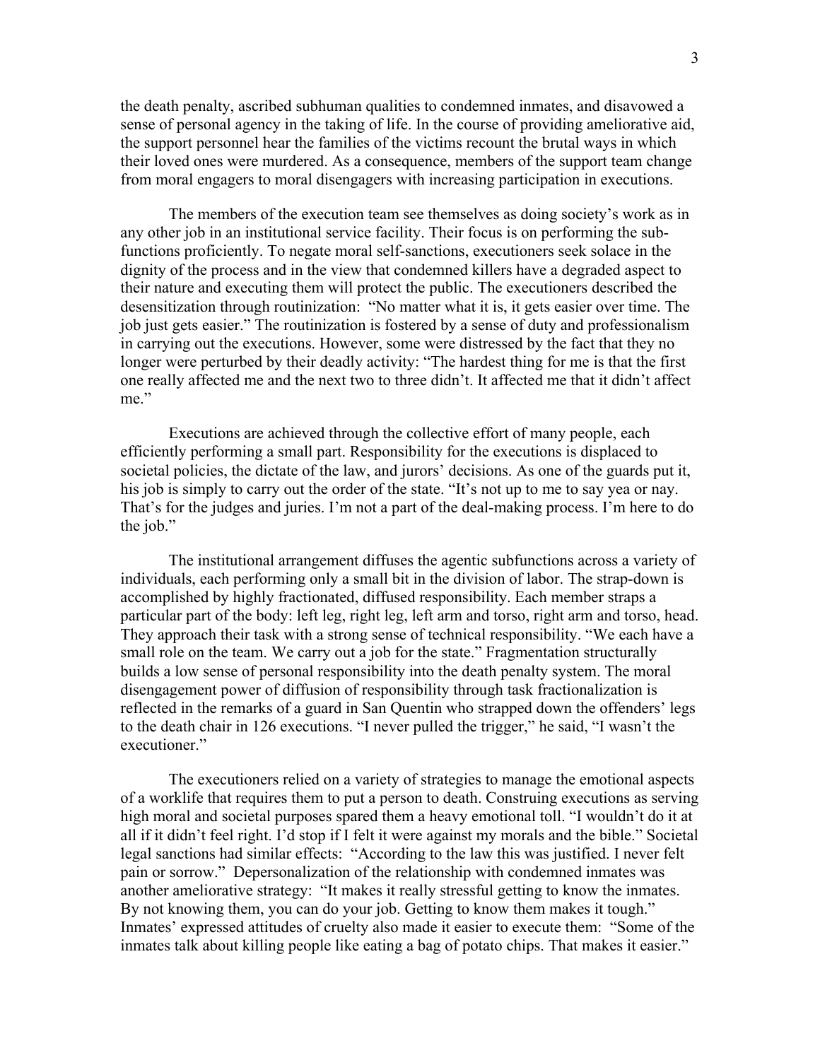the death penalty, ascribed subhuman qualities to condemned inmates, and disavowed a sense of personal agency in the taking of life. In the course of providing ameliorative aid, the support personnel hear the families of the victims recount the brutal ways in which their loved ones were murdered. As a consequence, members of the support team change from moral engagers to moral disengagers with increasing participation in executions.

The members of the execution team see themselves as doing society's work as in any other job in an institutional service facility. Their focus is on performing the sub-functions proficiently. To negate moral self-sanctions, executioners seek solace in the dignity of the process and in the view that condemned killers have a degraded aspect to their nature and executing them will protect the public. The executioners described the desensitization through routinization: "No matter what it is, it gets easier over time. The job just gets easier." The routinization is fostered by a sense of duty and professionalism in carrying out the executions. However, some were distressed by the fact that they no longer were perturbed by their deadly activity: "The hardest thing for me is that the first one really affected me and the next two to three didn't. It affected me that it didn't affect me."

Executions are achieved through the collective effort of many people, each efficiently performing a small part. Responsibility for the executions is displaced to societal policies, the dictate of the law, and jurors' decisions. As one of the guards put it, his job is simply to carry out the order of the state. "It's not up to me to say yea or nay. That's for the judges and juries. I'm not a part of the deal-making process. I'm here to do the job."

The institutional arrangement diffuses the agentic subfunctions across a variety of individuals, each performing only a small bit in the division of labor. The strap-down is accomplished by highly fractionated, diffused responsibility. Each member straps a particular part of the body: left leg, right leg, left arm and torso, right arm and torso, head. They approach their task with a strong sense of technical responsibility. "We each have a small role on the team. We carry out a job for the state." Fragmentation structurally builds a low sense of personal responsibility into the death penalty system. The moral disengagement power of diffusion of responsibility through task fractionalization is reflected in the remarks of a guard in San Quentin who strapped down the offenders' legs to the death chair in 126 executions. "I never pulled the trigger," he said, "I wasn't the executioner."

The executioners relied on a variety of strategies to manage the emotional aspects of a worklife that requires them to put a person to death. Construing executions as serving high moral and societal purposes spared them a heavy emotional toll. "I wouldn't do it at all if it didn't feel right. I'd stop if I felt it were against my morals and the bible." Societal legal sanctions had similar effects: "According to the law this was justified. I never felt pain or sorrow." Depersonalization of the relationship with condemned inmates was another ameliorative strategy: "It makes it really stressful getting to know the inmates. By not knowing them, you can do your job. Getting to know them makes it tough." Inmates' expressed attitudes of cruelty also made it easier to execute them: "Some of the inmates talk about killing people like eating a bag of potato chips. That makes it easier."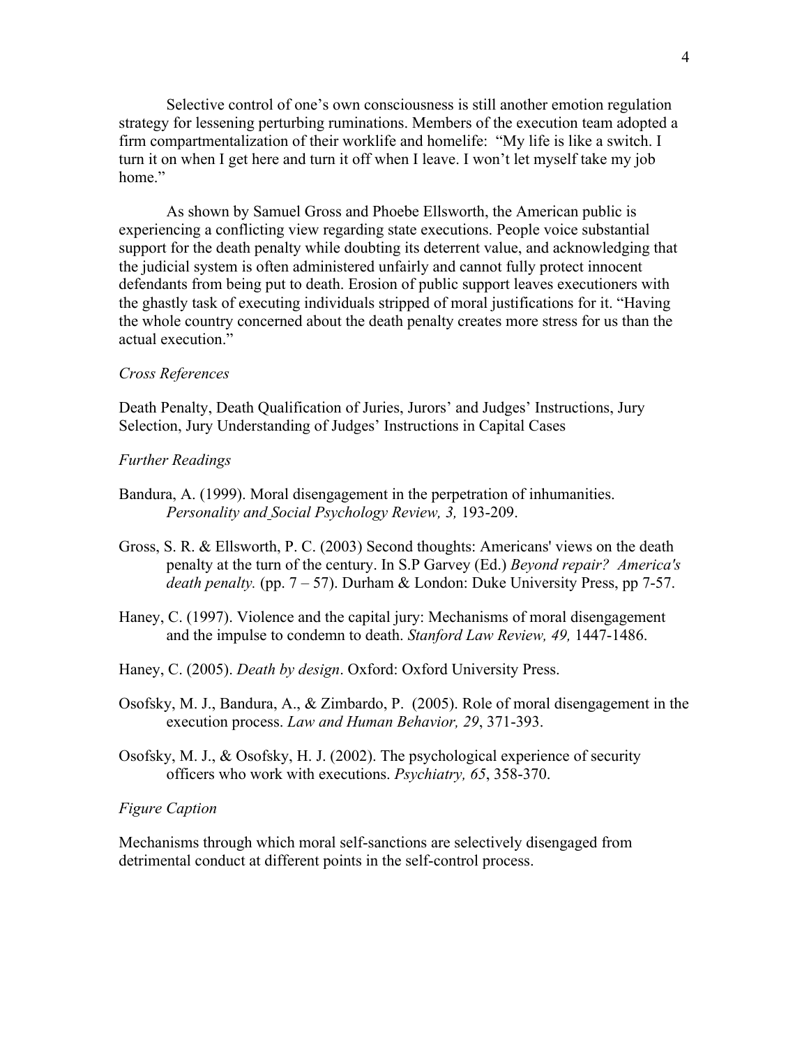Selective control of one's own consciousness is still another emotion regulation strategy for lessening perturbing ruminations. Members of the execution team adopted a firm compartmentalization of their worklife and homelife: "My life is like a switch. I turn it on when I get here and turn it off when I leave. I won't let myself take my job home."

As shown by Samuel Gross and Phoebe Ellsworth, the American public is experiencing a conflicting view regarding state executions. People voice substantial support for the death penalty while doubting its deterrent value, and acknowledging that the judicial system is often administered unfairly and cannot fully protect innocent defendants from being put to death. Erosion of public support leaves executioners with the ghastly task of executing individuals stripped of moral justifications for it. "Having the whole country concerned about the death penalty creates more stress for us than the actual execution."

*Cross References*

Death Penalty, Death Qualification of Juries, Jurors' and Judges' Instructions, Jury Selection, Jury Understanding of Judges' Instructions in Capital Cases

*Further Readings*

Bandura, A. (1999). Moral disengagement in the perpetration of inhumanities. *Personality and Social Psychology Review, 3,* 193-209.

Gross, S. R. & Ellsworth, P. C. (2003) Second thoughts: Americans' views on the death penalty at the turn of the century. In S.P Garvey (Ed.) *Beyond repair? America's death penalty.* (pp. 7 – 57). Durham & London: Duke University Press, pp 7-57.

Haney, C. (1997). Violence and the capital jury: Mechanisms of moral disengagement and the impulse to condemn to death. *Stanford Law Review, 49,* 1447-1486.

Haney, C. (2005). *Death by design*. Oxford: Oxford University Press.

Osofsky, M. J., Bandura, A., & Zimbardo, P. (2005). Role of moral disengagement in the execution process. *Law and Human Behavior, 29*, 371-393.

Osofsky, M. J., & Osofsky, H. J. (2002). The psychological experience of security officers who work with executions. *Psychiatry, 65*, 358-370.

*Figure Caption*

Mechanisms through which moral self-sanctions are selectively disengaged from detrimental conduct at different points in the self-control process.